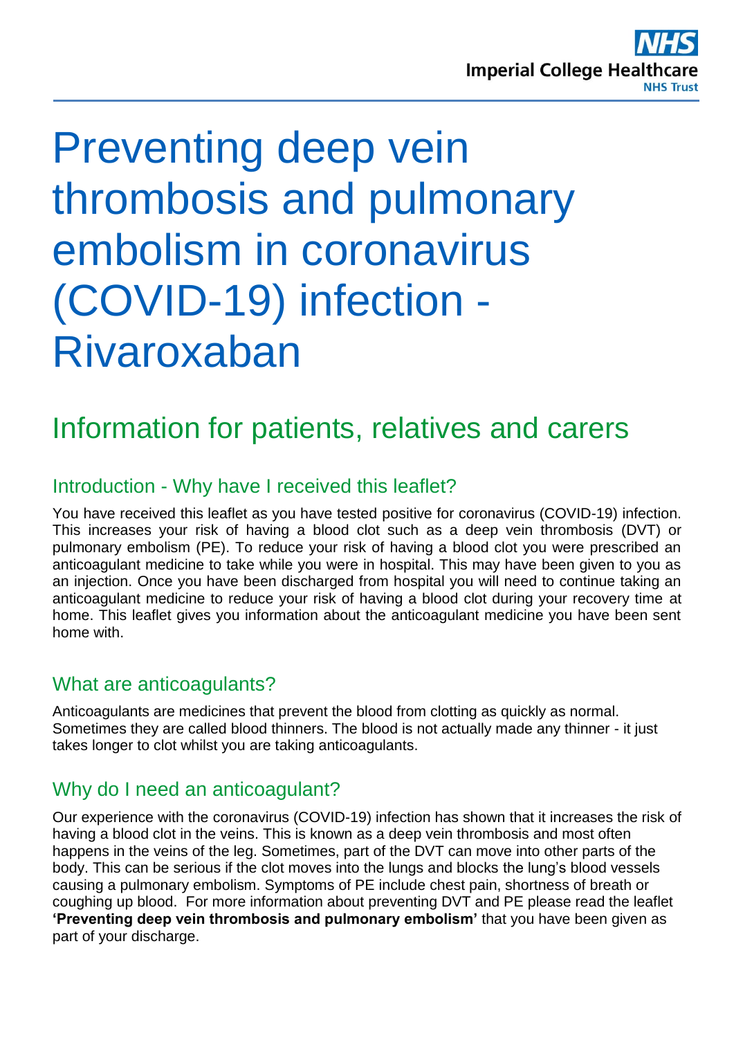# Preventing deep vein thrombosis and pulmonary embolism in coronavirus (COVID-19) infection - Rivaroxaban

## Information for patients, relatives and carers

### Introduction - Why have I received this leaflet?

You have received this leaflet as you have tested positive for coronavirus (COVID-19) infection. This increases your risk of having a blood clot such as a deep vein thrombosis (DVT) or pulmonary embolism (PE). To reduce your risk of having a blood clot you were prescribed an anticoagulant medicine to take while you were in hospital. This may have been given to you as an injection. Once you have been discharged from hospital you will need to continue taking an anticoagulant medicine to reduce your risk of having a blood clot during your recovery time at home. This leaflet gives you information about the anticoagulant medicine you have been sent home with.

### What are anticoagulants?

Anticoagulants are medicines that prevent the blood from clotting as quickly as normal. Sometimes they are called blood thinners. The blood is not actually made any thinner - it just takes longer to clot whilst you are taking anticoagulants.

### Why do I need an anticoagulant?

Our experience with the coronavirus (COVID-19) infection has shown that it increases the risk of having a blood clot in the veins. This is known as a deep vein thrombosis and most often happens in the veins of the leg. Sometimes, part of the DVT can move into other parts of the body. This can be serious if the clot moves into the lungs and blocks the lung's blood vessels causing a pulmonary embolism. Symptoms of PE include chest pain, shortness of breath or coughing up blood. For more information about preventing DVT and PE please read the leaflet **'Preventing deep vein thrombosis and pulmonary embolism'** that you have been given as part of your discharge.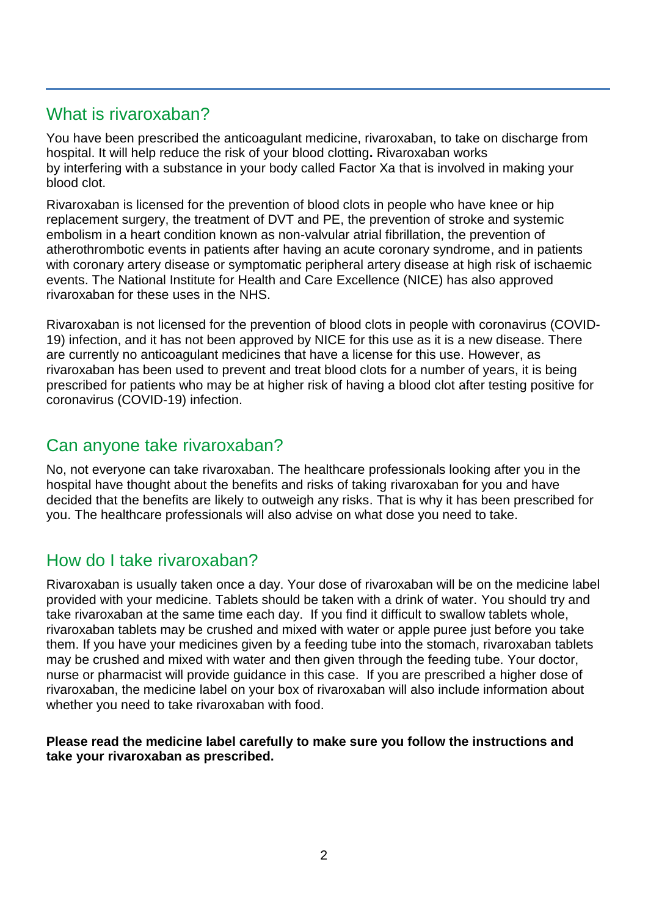## What is rivaroxaban?

You have been prescribed the anticoagulant medicine, rivaroxaban, to take on discharge from hospital. It will help reduce the risk of your blood clotting**.** Rivaroxaban works by interfering with a substance in your body called Factor Xa that is involved in making your blood clot.

Rivaroxaban is licensed for the prevention of blood clots in people who have knee or hip replacement surgery, the treatment of DVT and PE, the prevention of stroke and systemic embolism in a heart condition known as non-valvular atrial fibrillation, the prevention of atherothrombotic events in patients after having an acute coronary syndrome, and in patients with coronary artery disease or symptomatic peripheral artery disease at high risk of ischaemic events. The National Institute for Health and Care Excellence (NICE) has also approved rivaroxaban for these uses in the NHS.

Rivaroxaban is not licensed for the prevention of blood clots in people with coronavirus (COVID-19) infection, and it has not been approved by NICE for this use as it is a new disease. There are currently no anticoagulant medicines that have a license for this use. However, as rivaroxaban has been used to prevent and treat blood clots for a number of years, it is being prescribed for patients who may be at higher risk of having a blood clot after testing positive for coronavirus (COVID-19) infection.

## Can anyone take rivaroxaban?

No, not everyone can take rivaroxaban. The healthcare professionals looking after you in the hospital have thought about the benefits and risks of taking rivaroxaban for you and have decided that the benefits are likely to outweigh any risks. That is why it has been prescribed for you. The healthcare professionals will also advise on what dose you need to take.

## How do I take rivaroxaban?

Rivaroxaban is usually taken once a day. Your dose of rivaroxaban will be on the medicine label provided with your medicine. Tablets should be taken with a drink of water. You should try and take rivaroxaban at the same time each day. If you find it difficult to swallow tablets whole, rivaroxaban tablets may be crushed and mixed with water or apple puree just before you take them. If you have your medicines given by a feeding tube into the stomach, rivaroxaban tablets may be crushed and mixed with water and then given through the feeding tube. Your doctor, nurse or pharmacist will provide guidance in this case. If you are prescribed a higher dose of rivaroxaban, the medicine label on your box of rivaroxaban will also include information about whether you need to take rivaroxaban with food.

**Please read the medicine label carefully to make sure you follow the instructions and take your rivaroxaban as prescribed.**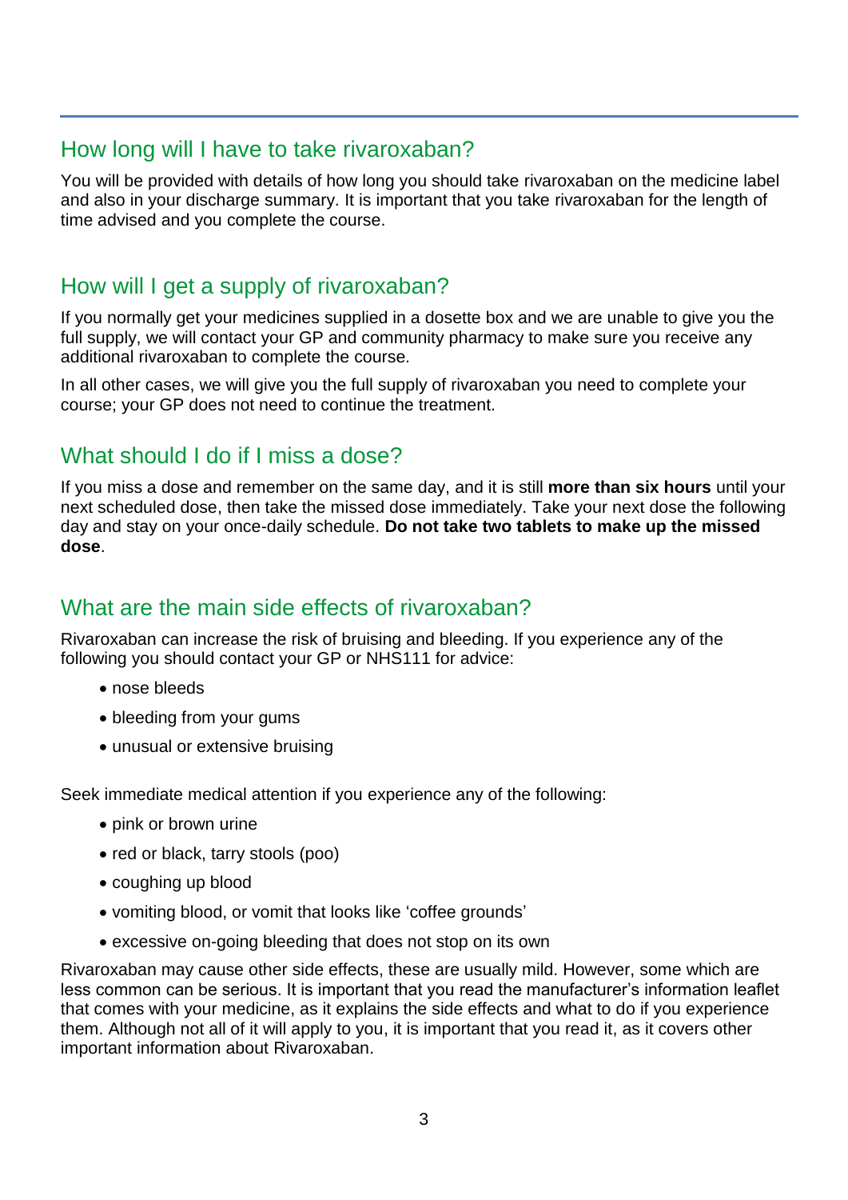## How long will I have to take rivaroxaban?

You will be provided with details of how long you should take rivaroxaban on the medicine label and also in your discharge summary. It is important that you take rivaroxaban for the length of time advised and you complete the course.

## How will I get a supply of rivaroxaban?

If you normally get your medicines supplied in a dosette box and we are unable to give you the full supply, we will contact your GP and community pharmacy to make sure you receive any additional rivaroxaban to complete the course.

In all other cases, we will give you the full supply of rivaroxaban you need to complete your course; your GP does not need to continue the treatment.

## What should I do if I miss a dose?

If you miss a dose and remember on the same day, and it is still **more than six hours** until your next scheduled dose, then take the missed dose immediately. Take your next dose the following day and stay on your once-daily schedule. **Do not take two tablets to make up the missed dose**.

## What are the main side effects of rivaroxaban?

Rivaroxaban can increase the risk of bruising and bleeding. If you experience any of the following you should contact your GP or NHS111 for advice:

- nose bleeds
- bleeding from your gums
- unusual or extensive bruising

Seek immediate medical attention if you experience any of the following:

- pink or brown urine
- red or black, tarry stools (poo)
- coughing up blood
- vomiting blood, or vomit that looks like 'coffee grounds'
- excessive on-going bleeding that does not stop on its own

Rivaroxaban may cause other side effects, these are usually mild. However, some which are less common can be serious. It is important that you read the manufacturer's information leaflet that comes with your medicine, as it explains the side effects and what to do if you experience them. Although not all of it will apply to you, it is important that you read it, as it covers other important information about Rivaroxaban.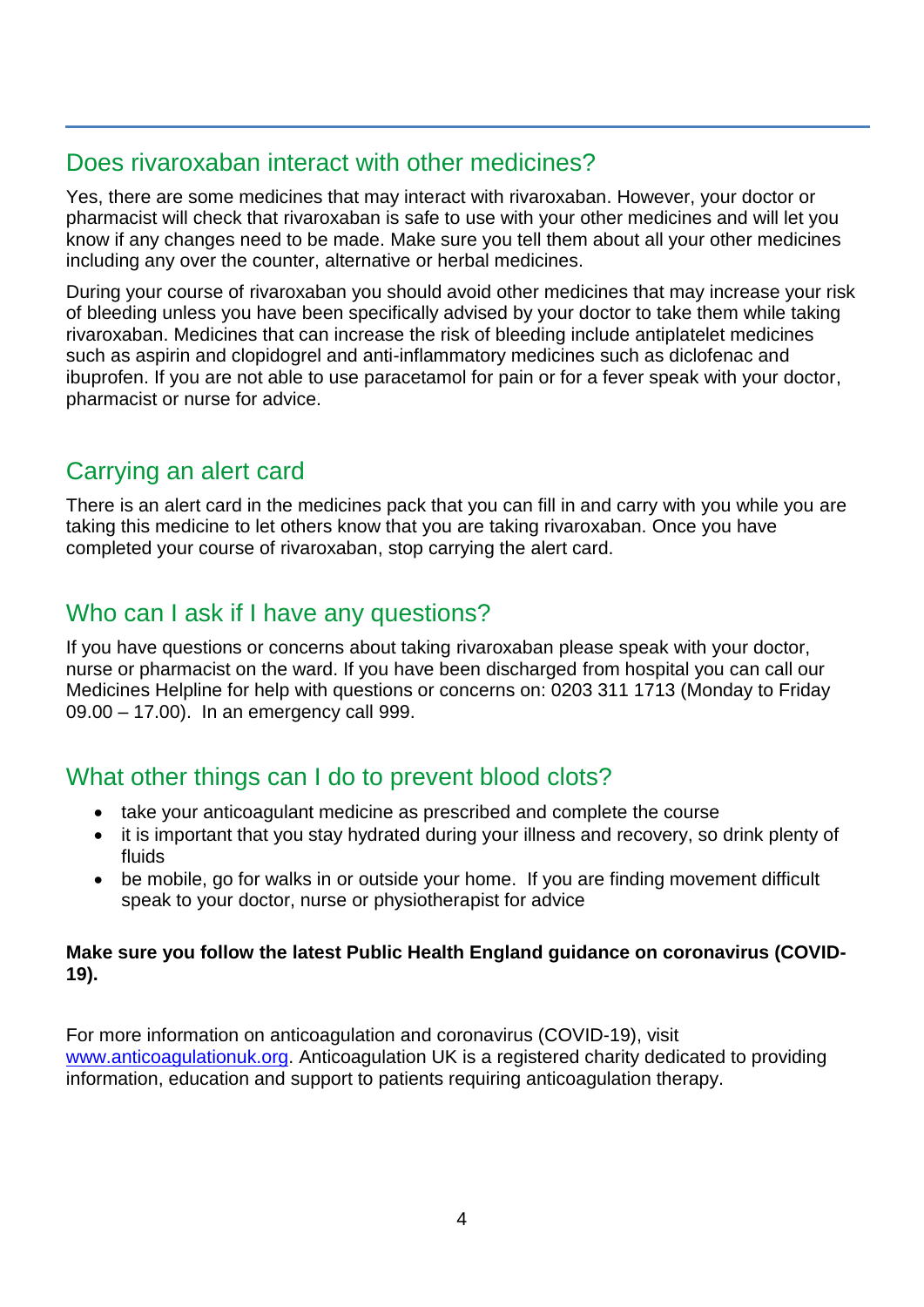## Does rivaroxaban interact with other medicines?

Yes, there are some medicines that may interact with rivaroxaban. However, your doctor or pharmacist will check that rivaroxaban is safe to use with your other medicines and will let you know if any changes need to be made. Make sure you tell them about all your other medicines including any over the counter, alternative or herbal medicines.

During your course of rivaroxaban you should avoid other medicines that may increase your risk of bleeding unless you have been specifically advised by your doctor to take them while taking rivaroxaban. Medicines that can increase the risk of bleeding include antiplatelet medicines such as aspirin and clopidogrel and anti-inflammatory medicines such as diclofenac and ibuprofen. If you are not able to use paracetamol for pain or for a fever speak with your doctor, pharmacist or nurse for advice.

## Carrying an alert card

There is an alert card in the medicines pack that you can fill in and carry with you while you are taking this medicine to let others know that you are taking rivaroxaban. Once you have completed your course of rivaroxaban, stop carrying the alert card.

## Who can I ask if I have any questions?

If you have questions or concerns about taking rivaroxaban please speak with your doctor, nurse or pharmacist on the ward. If you have been discharged from hospital you can call our Medicines Helpline for help with questions or concerns on: 0203 311 1713 (Monday to Friday 09.00 – 17.00). In an emergency call 999.

## What other things can I do to prevent blood clots?

- take your anticoagulant medicine as prescribed and complete the course
- it is important that you stay hydrated during your illness and recovery, so drink plenty of fluids
- be mobile, go for walks in or outside your home. If you are finding movement difficult speak to your doctor, nurse or physiotherapist for advice

**Make sure you follow the latest Public Health England guidance on coronavirus (COVID-19).**

For more information on anticoagulation and coronavirus (COVID-19), visit [www.anticoagulationuk.org](http://www.anticoagulationuk.org). Anticoagulation UK is a registered charity dedicated to providing information, education and support to patients requiring anticoagulation therapy.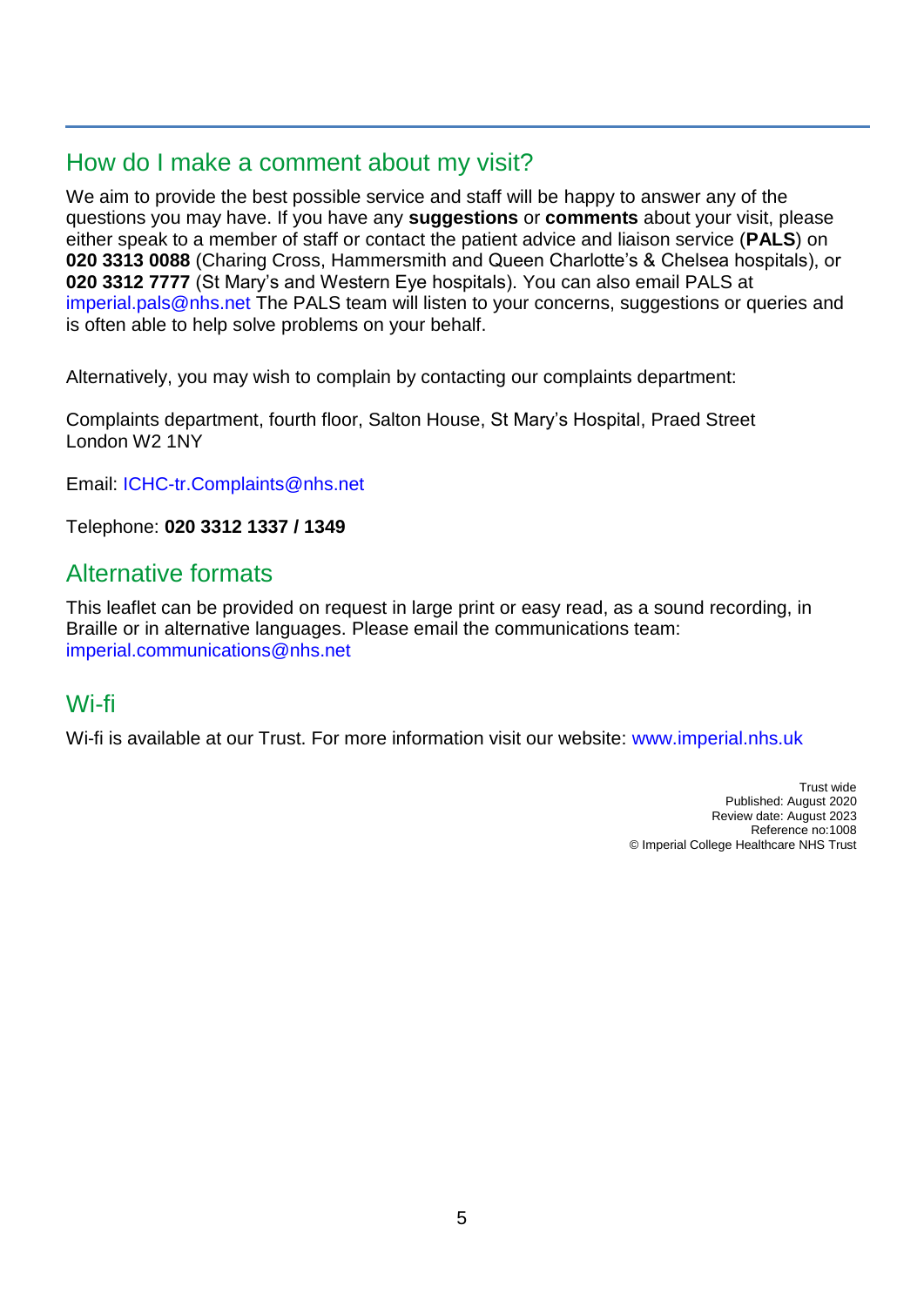## How do I make a comment about my visit?

We aim to provide the best possible service and staff will be happy to answer any of the questions you may have. If you have any **suggestions** or **comments** about your visit, please either speak to a member of staff or contact the patient advice and liaison service (**PALS**) on **020 3313 0088** (Charing Cross, Hammersmith and Queen Charlotte's & Chelsea hospitals), or **020 3312 7777** (St Mary's and Western Eye hospitals). You can also email PALS at imperial.pals@nhs.net The PALS team will listen to your concerns, suggestions or queries and is often able to help solve problems on your behalf.

Alternatively, you may wish to complain by contacting our complaints department:

Complaints department, fourth floor, Salton House, St Mary's Hospital, Praed Street
London W2 1NY

Email: ICHC-tr.Complaints@nhs.net

Telephone: **020 3312 1337 / 1349**

## Alternative formats

This leaflet can be provided on request in large print or easy read, as a sound recording, in Braille or in alternative languages. Please email the communications team: imperial.communications@nhs.net

## Wi-fi

Wi-fi is available at our Trust. For more information visit our website: www.imperial.nhs.uk

Trust wide
Published: August 2020
Review date: August 2023
Reference no:1008
© Imperial College Healthcare NHS Trust